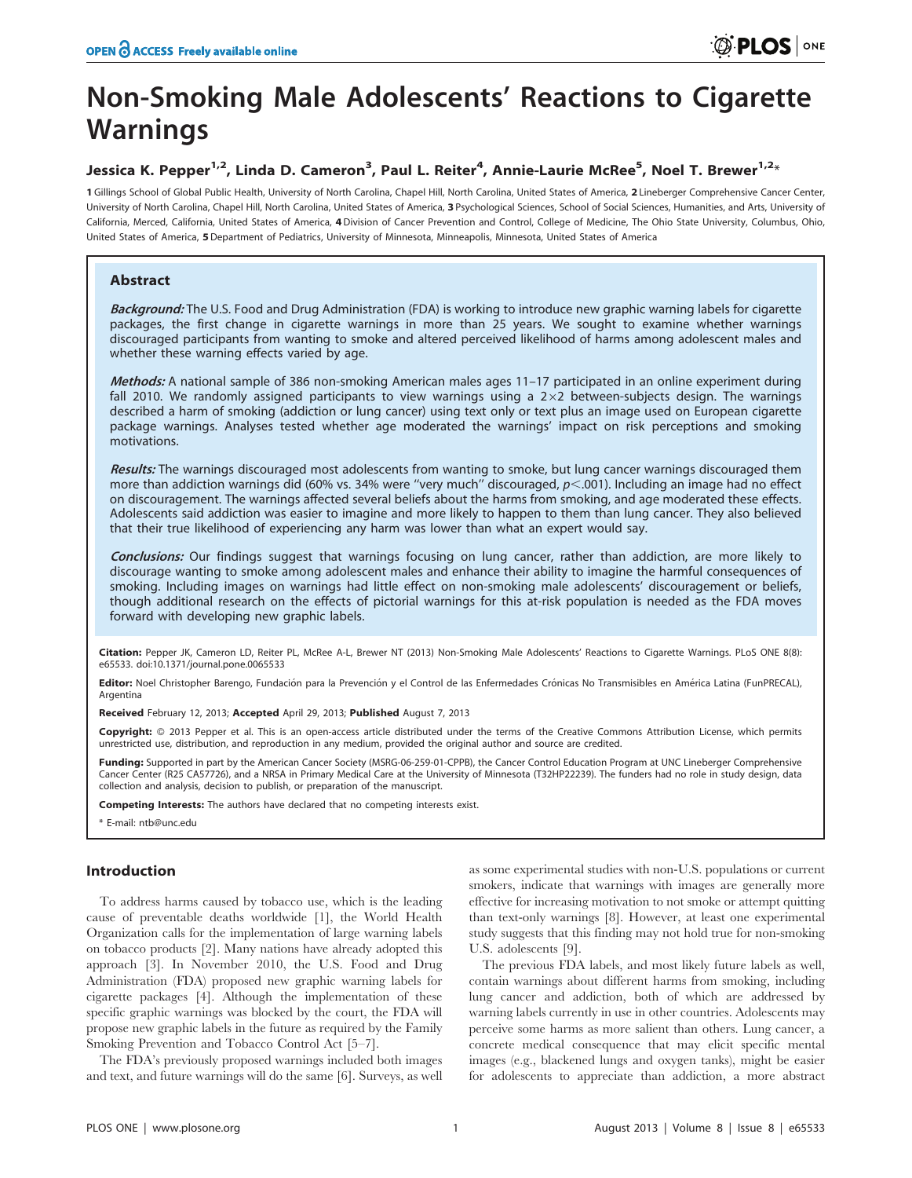# Non-Smoking Male Adolescents' Reactions to Cigarette Warnings

**Jessica K. Pepper[1,2], Linda D. Cameron[3], Paul L. Reiter[4], Annie-Laurie McRee[5], Noel T. Brewer[1,2]***

1 Gillings School of Global Public Health, University of North Carolina, Chapel Hill, North Carolina, United States of America, 2 Lineberger Comprehensive Cancer Center, University of North Carolina, Chapel Hill, North Carolina, United States of America, 3 Psychological Sciences, School of Social Sciences, Humanities, and Arts, University of California, Merced, California, United States of America, 4 Division of Cancer Prevention and Control, College of Medicine, The Ohio State University, Columbus, Ohio, United States of America, 5 Department of Pediatrics, University of Minnesota, Minneapolis, Minnesota, United States of America

## Abstract

***Background:*** The U.S. Food and Drug Administration (FDA) is working to introduce new graphic warning labels for cigarette packages, the first change in cigarette warnings in more than 25 years. We sought to examine whether warnings discouraged participants from wanting to smoke and altered perceived likelihood of harms among adolescent males and whether these warning effects varied by age.

***Methods:*** A national sample of 386 non-smoking American males ages 11–17 participated in an online experiment during fall 2010. We randomly assigned participants to view warnings using a 2×2 between-subjects design. The warnings described a harm of smoking (addiction or lung cancer) using text only or text plus an image used on European cigarette package warnings. Analyses tested whether age moderated the warnings' impact on risk perceptions and smoking motivations.

***Results:*** The warnings discouraged most adolescents from wanting to smoke, but lung cancer warnings discouraged them more than addiction warnings did (60% vs. 34% were "very much" discouraged, $p<.001$). Including an image had no effect on discouragement. The warnings affected several beliefs about the harms from smoking, and age moderated these effects. Adolescents said addiction was easier to imagine and more likely to happen to them than lung cancer. They also believed that their true likelihood of experiencing any harm was lower than what an expert would say.

***Conclusions:*** Our findings suggest that warnings focusing on lung cancer, rather than addiction, are more likely to discourage wanting to smoke among adolescent males and enhance their ability to imagine the harmful consequences of smoking. Including images on warnings had little effect on non-smoking male adolescents' discouragement or beliefs, though additional research on the effects of pictorial warnings for this at-risk population is needed as the FDA moves forward with developing new graphic labels.

**Citation:** Pepper JK, Cameron LD, Reiter PL, McRee A-L, Brewer NT (2013) Non-Smoking Male Adolescents' Reactions to Cigarette Warnings. PLoS ONE 8(8): e65533. doi:10.1371/journal.pone.0065533

**Editor:** Noel Christopher Barengo, Fundación para la Prevención y el Control de las Enfermedades Crónicas No Transmisibles en América Latina (FunPRECAL), Argentina

**Received** February 12, 2013; **Accepted** April 29, 2013; **Published** August 7, 2013

**Copyright:** © 2013 Pepper et al. This is an open-access article distributed under the terms of the Creative Commons Attribution License, which permits unrestricted use, distribution, and reproduction in any medium, provided the original author and source are credited.

**Funding:** Supported in part by the American Cancer Society (MSRG-06-259-01-CPPB), the Cancer Control Education Program at UNC Lineberger Comprehensive Cancer Center (R25 CA57726), and a NRSA in Primary Medical Care at the University of Minnesota (T32HP22239). The funders had no role in study design, data collection and analysis, decision to publish, or preparation of the manuscript.

**Competing Interests:** The authors have declared that no competing interests exist.

\* E-mail: ntb@unc.edu

## Introduction

To address harms caused by tobacco use, which is the leading cause of preventable deaths worldwide [1], the World Health Organization calls for the implementation of large warning labels on tobacco products [2]. Many nations have already adopted this approach [3]. In November 2010, the U.S. Food and Drug Administration (FDA) proposed new graphic warning labels for cigarette packages [4]. Although the implementation of these specific graphic warnings was blocked by the court, the FDA will propose new graphic labels in the future as required by the Family Smoking Prevention and Tobacco Control Act [5–7].

The FDA's previously proposed warnings included both images and text, and future warnings will do the same [6]. Surveys, as well as some experimental studies with non-U.S. populations or current smokers, indicate that warnings with images are generally more effective for increasing motivation to not smoke or attempt quitting than text-only warnings [8]. However, at least one experimental study suggests that this finding may not hold true for non-smoking U.S. adolescents [9].

The previous FDA labels, and most likely future labels as well, contain warnings about different harms from smoking, including lung cancer and addiction, both of which are addressed by warning labels currently in use in other countries. Adolescents may perceive some harms as more salient than others. Lung cancer, a concrete medical consequence that may elicit specific mental images (e.g., blackened lungs and oxygen tanks), might be easier for adolescents to appreciate than addiction, a more abstract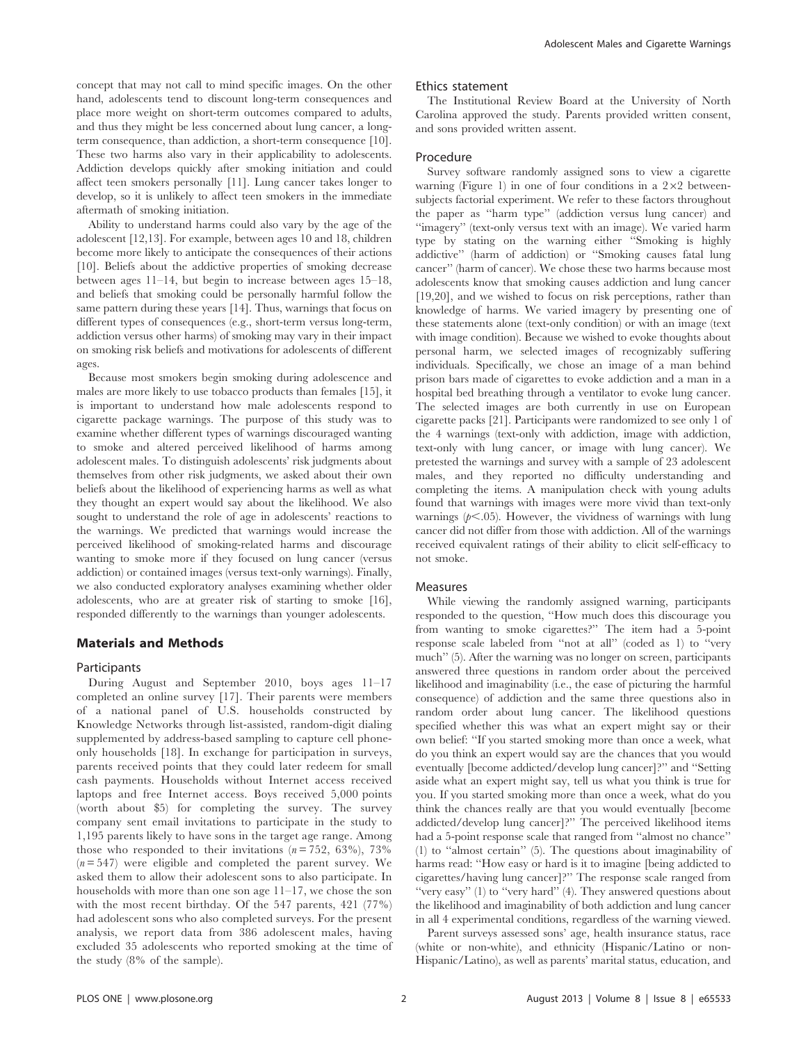concept that may not call to mind specific images. On the other hand, adolescents tend to discount long-term consequences and place more weight on short-term outcomes compared to adults, and thus they might be less concerned about lung cancer, a long-term consequence, than addiction, a short-term consequence [10]. These two harms also vary in their applicability to adolescents. Addiction develops quickly after smoking initiation and could affect teen smokers personally [11]. Lung cancer takes longer to develop, so it is unlikely to affect teen smokers in the immediate aftermath of smoking initiation.

Ability to understand harms could also vary by the age of the adolescent [12,13]. For example, between ages 10 and 18, children become more likely to anticipate the consequences of their actions [10]. Beliefs about the addictive properties of smoking decrease between ages 11–14, but begin to increase between ages 15–18, and beliefs that smoking could be personally harmful follow the same pattern during these years [14]. Thus, warnings that focus on different types of consequences (e.g., short-term versus long-term, addiction versus other harms) of smoking may vary in their impact on smoking risk beliefs and motivations for adolescents of different ages.

Because most smokers begin smoking during adolescence and males are more likely to use tobacco products than females [15], it is important to understand how male adolescents respond to cigarette package warnings. The purpose of this study was to examine whether different types of warnings discouraged wanting to smoke and altered perceived likelihood of harms among adolescent males. To distinguish adolescents' risk judgments about themselves from other risk judgments, we asked about their own beliefs about the likelihood of experiencing harms as well as what they thought an expert would say about the likelihood. We also sought to understand the role of age in adolescents' reactions to the warnings. We predicted that warnings would increase the perceived likelihood of smoking-related harms and discourage wanting to smoke more if they focused on lung cancer (versus addiction) or contained images (versus text-only warnings). Finally, we also conducted exploratory analyses examining whether older adolescents, who are at greater risk of starting to smoke [16], responded differently to the warnings than younger adolescents.

## Materials and Methods

### Participants

During August and September 2010, boys ages 11–17 completed an online survey [17]. Their parents were members of a national panel of U.S. households constructed by Knowledge Networks through list-assisted, random-digit dialing supplemented by address-based sampling to capture cell phone-only households [18]. In exchange for participation in surveys, parents received points that they could later redeem for small cash payments. Households without Internet access received laptops and free Internet access. Boys received 5,000 points (worth about \$5) for completing the survey. The survey company sent email invitations to participate in the study to 1,195 parents likely to have sons in the target age range. Among those who responded to their invitations ($n = 752$, 63%), 73% ($n = 547$) were eligible and completed the parent survey. We asked them to allow their adolescent sons to also participate. In households with more than one son age 11–17, we chose the son with the most recent birthday. Of the 547 parents, 421 (77%) had adolescent sons who also completed surveys. For the present analysis, we report data from 386 adolescent males, having excluded 35 adolescents who reported smoking at the time of the study (8% of the sample).

### Ethics statement

The Institutional Review Board at the University of North Carolina approved the study. Parents provided written consent, and sons provided written assent.

### Procedure

Survey software randomly assigned sons to view a cigarette warning (Figure 1) in one of four conditions in a 2×2 between-subjects factorial experiment. We refer to these factors throughout the paper as "harm type" (addiction versus lung cancer) and "imagery" (text-only versus text with an image). We varied harm type by stating on the warning either "Smoking is highly addictive" (harm of addiction) or "Smoking causes fatal lung cancer" (harm of cancer). We chose these two harms because most adolescents know that smoking causes addiction and lung cancer [19,20], and we wished to focus on risk perceptions, rather than knowledge of harms. We varied imagery by presenting one of these statements alone (text-only condition) or with an image (text with image condition). Because we wished to evoke thoughts about personal harm, we selected images of recognizably suffering individuals. Specifically, we chose an image of a man behind prison bars made of cigarettes to evoke addiction and a man in a hospital bed breathing through a ventilator to evoke lung cancer. The selected images are both currently in use on European cigarette packs [21]. Participants were randomized to see only 1 of the 4 warnings (text-only with addiction, image with addiction, text-only with lung cancer, or image with lung cancer). We pretested the warnings and survey with a sample of 23 adolescent males, and they reported no difficulty understanding and completing the items. A manipulation check with young adults found that warnings with images were more vivid than text-only warnings ($p < .05$). However, the vividness of warnings with lung cancer did not differ from those with addiction. All of the warnings received equivalent ratings of their ability to elicit self-efficacy to not smoke.

### Measures

While viewing the randomly assigned warning, participants responded to the question, "How much does this discourage you from wanting to smoke cigarettes?" The item had a 5-point response scale labeled from "not at all" (coded as 1) to "very much" (5). After the warning was no longer on screen, participants answered three questions in random order about the perceived likelihood and imaginability (i.e., the ease of picturing the harmful consequence) of addiction and the same three questions also in random order about lung cancer. The likelihood questions specified whether this was what an expert might say or their own belief: "If you started smoking more than once a week, what do you think an expert would say are the chances that you would eventually [become addicted/develop lung cancer]?" and "Setting aside what an expert might say, tell us what you think is true for you. If you started smoking more than once a week, what do you think the chances really are that you would eventually [become addicted/develop lung cancer]?" The perceived likelihood items had a 5-point response scale that ranged from "almost no chance" (1) to "almost certain" (5). The questions about imaginability of harms read: "How easy or hard is it to imagine [being addicted to cigarettes/having lung cancer]?" The response scale ranged from "very easy" (1) to "very hard" (4). They answered questions about the likelihood and imaginability of both addiction and lung cancer in all 4 experimental conditions, regardless of the warning viewed.

Parent surveys assessed sons' age, health insurance status, race (white or non-white), and ethnicity (Hispanic/Latino or non-Hispanic/Latino), as well as parents' marital status, education, and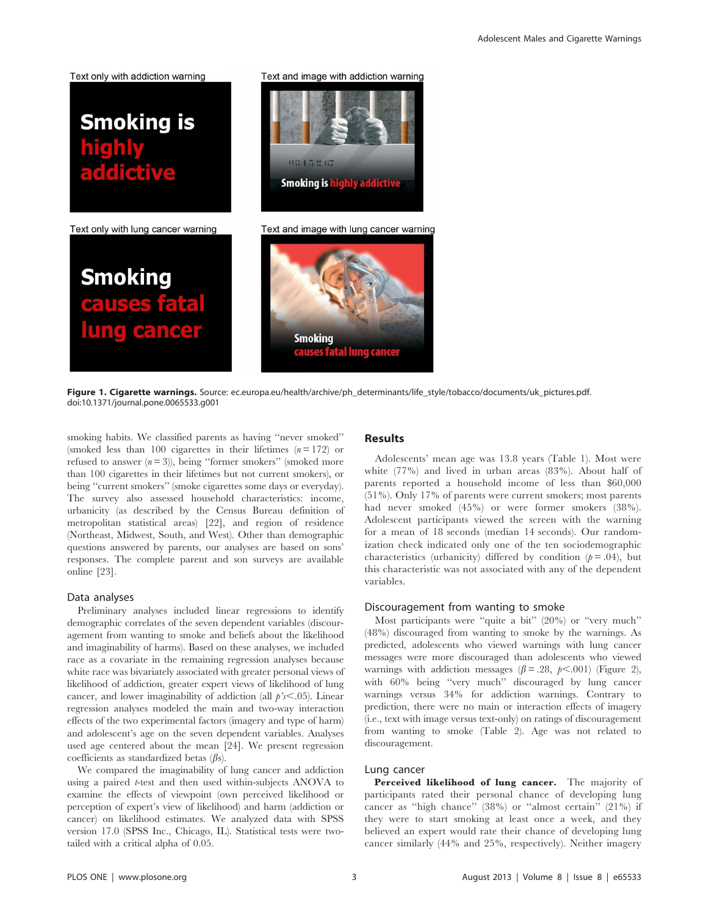Text only with addiction warning

Text and image with addiction warning

Text only with lung cancer warning

Text and image with lung cancer warning

**Figure 1. Cigarette warnings.** Source: ec.europa.eu/health/archive/ph_determinants/life_style/tobacco/documents/uk_pictures.pdf.
doi:10.1371/journal.pone.0065533.g001

smoking habits. We classified parents as having "never smoked" (smoked less than 100 cigarettes in their lifetimes ($n = 172$) or refused to answer ($n = 3$)), being "former smokers" (smoked more than 100 cigarettes in their lifetimes but not current smokers), or being "current smokers" (smoke cigarettes some days or everyday). The survey also assessed household characteristics: income, urbanicity (as described by the Census Bureau definition of metropolitan statistical areas) [22], and region of residence (Northeast, Midwest, South, and West). Other than demographic questions answered by parents, our analyses are based on sons' responses. The complete parent and son surveys are available online [23].

### Data analyses

Preliminary analyses included linear regressions to identify demographic correlates of the seven dependent variables (discouragement from wanting to smoke and beliefs about the likelihood and imaginability of harms). Based on these analyses, we included race as a covariate in the remaining regression analyses because white race was bivariately associated with greater personal views of likelihood of addiction, greater expert views of likelihood of lung cancer, and lower imaginability of addiction (all $p$'s$<.05$). Linear regression analyses modeled the main and two-way interaction effects of the two experimental factors (imagery and type of harm) and adolescent's age on the seven dependent variables. Analyses used age centered about the mean [24]. We present regression coefficients as standardized betas ($\beta$s).

We compared the imaginability of lung cancer and addiction using a paired $t$-test and then used within-subjects ANOVA to examine the effects of viewpoint (own perceived likelihood or perception of expert's view of likelihood) and harm (addiction or cancer) on likelihood estimates. We analyzed data with SPSS version 17.0 (SPSS Inc., Chicago, IL). Statistical tests were two-tailed with a critical alpha of 0.05.

## Results

Adolescents' mean age was 13.8 years (Table 1). Most were white (77%) and lived in urban areas (83%). About half of parents reported a household income of less than \$60,000 (51%). Only 17% of parents were current smokers; most parents had never smoked (45%) or were former smokers (38%). Adolescent participants viewed the screen with the warning for a mean of 18 seconds (median 14 seconds). Our randomization check indicated only one of the ten sociodemographic characteristics (urbanicity) differed by condition ($p = .04$), but this characteristic was not associated with any of the dependent variables.

### Discouragement from wanting to smoke

Most participants were "quite a bit" (20%) or "very much" (48%) discouraged from wanting to smoke by the warnings. As predicted, adolescents who viewed warnings with lung cancer messages were more discouraged than adolescents who viewed warnings with addiction messages ($\beta = .28$, $p < .001$) (Figure 2), with 60% being "very much" discouraged by lung cancer warnings versus 34% for addiction warnings. Contrary to prediction, there were no main or interaction effects of imagery (i.e., text with image versus text-only) on ratings of discouragement from wanting to smoke (Table 2). Age was not related to discouragement.

### Lung cancer

**Perceived likelihood of lung cancer.** The majority of participants rated their personal chance of developing lung cancer as "high chance" (38%) or "almost certain" (21%) if they were to start smoking at least once a week, and they believed an expert would rate their chance of developing lung cancer similarly (44% and 25%, respectively). Neither imagery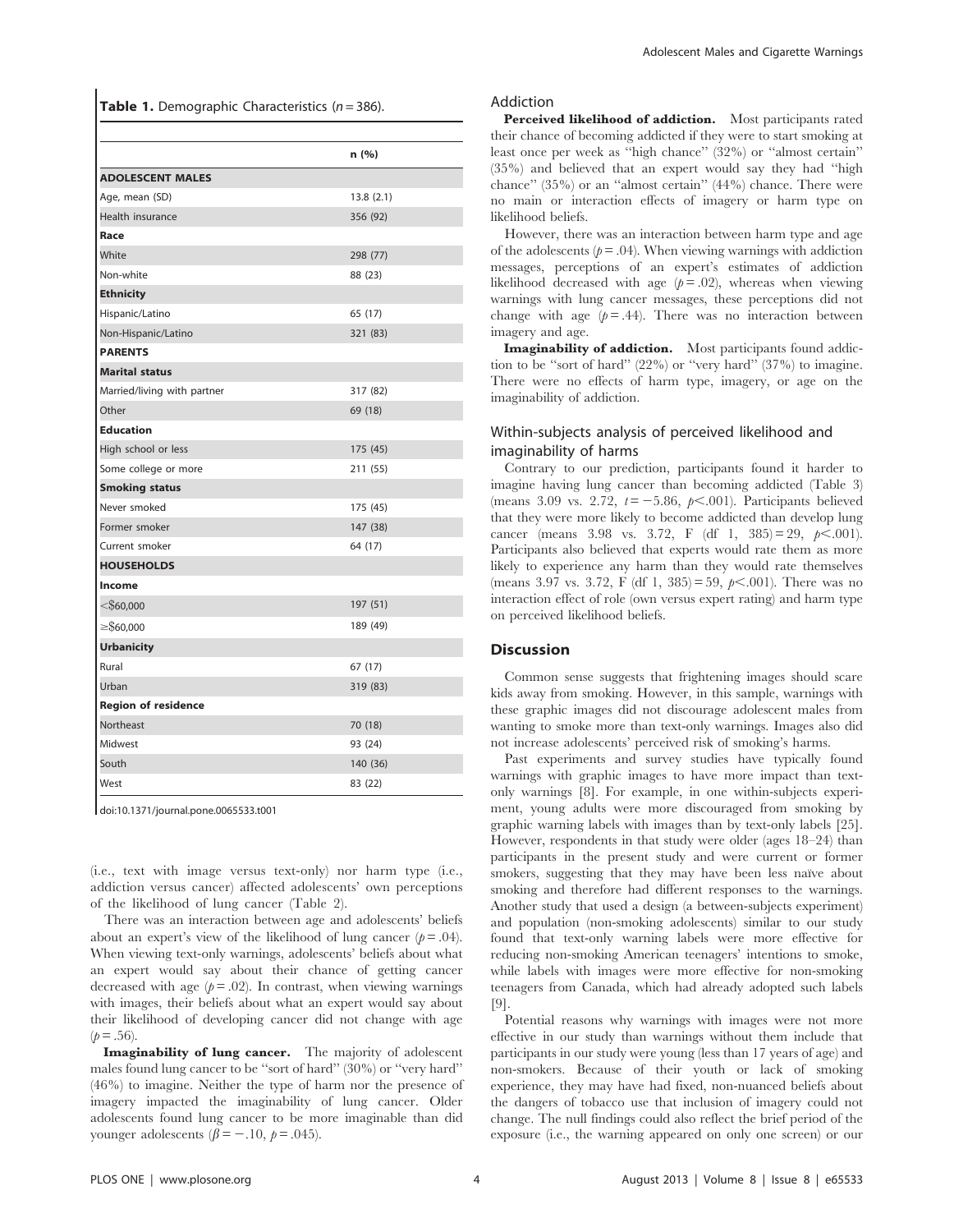**Table 1.** Demographic Characteristics ($n = 386$).

| | n (%) |
|---|---|
| **ADOLESCENT MALES** | |
| Age, mean (SD) | 13.8 (2.1) |
| Health insurance | 356 (92) |
| **Race** | |
| White | 298 (77) |
| Non-white | 88 (23) |
| **Ethnicity** | |
| Hispanic/Latino | 65 (17) |
| Non-Hispanic/Latino | 321 (83) |
| **PARENTS** | |
| **Marital status** | |
| Married/living with partner | 317 (82) |
| Other | 69 (18) |
| **Education** | |
| High school or less | 175 (45) |
| Some college or more | 211 (55) |
| **Smoking status** | |
| Never smoked | 175 (45) |
| Former smoker | 147 (38) |
| Current smoker | 64 (17) |
| **HOUSEHOLDS** | |
| **Income** | |
| <$60,000 | 197 (51) |
| ≥$60,000 | 189 (49) |
| **Urbanicity** | |
| Rural | 67 (17) |
| Urban | 319 (83) |
| **Region of residence** | |
| Northeast | 70 (18) |
| Midwest | 93 (24) |
| South | 140 (36) |
| West | 83 (22) |

doi:10.1371/journal.pone.0065533.t001

(i.e., text with image versus text-only) nor harm type (i.e., addiction versus cancer) affected adolescents' own perceptions of the likelihood of lung cancer (Table 2).

There was an interaction between age and adolescents' beliefs about an expert's view of the likelihood of lung cancer ($p = .04$). When viewing text-only warnings, adolescents' beliefs about what an expert would say about their chance of getting cancer decreased with age ($p = .02$). In contrast, when viewing warnings with images, their beliefs about what an expert would say about their likelihood of developing cancer did not change with age ($p = .56$).

**Imaginability of lung cancer.** The majority of adolescent males found lung cancer to be "sort of hard" (30%) or "very hard" (46%) to imagine. Neither the type of harm nor the presence of imagery impacted the imaginability of lung cancer. Older adolescents found lung cancer to be more imaginable than did younger adolescents ($\beta = -.10$, $p = .045$).

### Addiction

**Perceived likelihood of addiction.** Most participants rated their chance of becoming addicted if they were to start smoking at least once per week as "high chance" (32%) or "almost certain" (35%) and believed that an expert would say they had "high chance" (35%) or an "almost certain" (44%) chance. There were no main or interaction effects of imagery or harm type on likelihood beliefs.

However, there was an interaction between harm type and age of the adolescents ($p = .04$). When viewing warnings with addiction messages, perceptions of an expert's estimates of addiction likelihood decreased with age ($p = .02$), whereas when viewing warnings with lung cancer messages, these perceptions did not change with age ($p = .44$). There was no interaction between imagery and age.

**Imaginability of addiction.** Most participants found addiction to be "sort of hard" (22%) or "very hard" (37%) to imagine. There were no effects of harm type, imagery, or age on the imaginability of addiction.

## Within-subjects analysis of perceived likelihood and imaginability of harms

Contrary to our prediction, participants found it harder to imagine having lung cancer than becoming addicted (Table 3) (means 3.09 vs. 2.72, $t = -5.86$, $p < .001$). Participants believed that they were more likely to become addicted than develop lung cancer (means 3.98 vs. 3.72, F (df 1, 385) = 29, $p < .001$). Participants also believed that experts would rate them as more likely to experience any harm than they would rate themselves (means 3.97 vs. 3.72, F (df 1, 385) = 59, $p < .001$). There was no interaction effect of role (own versus expert rating) and harm type on perceived likelihood beliefs.

## Discussion

Common sense suggests that frightening images should scare kids away from smoking. However, in this sample, warnings with these graphic images did not discourage adolescent males from wanting to smoke more than text-only warnings. Images also did not increase adolescents' perceived risk of smoking's harms.

Past experiments and survey studies have typically found warnings with graphic images to have more impact than text-only warnings [8]. For example, in one within-subjects experiment, young adults were more discouraged from smoking by graphic warning labels with images than by text-only labels [25]. However, respondents in that study were older (ages 18–24) than participants in the present study and were current or former smokers, suggesting that they may have been less naïve about smoking and therefore had different responses to the warnings. Another study that used a design (a between-subjects experiment) and population (non-smoking adolescents) similar to our study found that text-only warning labels were more effective for reducing non-smoking American teenagers' intentions to smoke, while labels with images were more effective for non-smoking teenagers from Canada, which had already adopted such labels [9].

Potential reasons why warnings with images were not more effective in our study than warnings without them include that participants in our study were young (less than 17 years of age) and non-smokers. Because of their youth or lack of smoking experience, they may have had fixed, non-nuanced beliefs about the dangers of tobacco use that inclusion of imagery could not change. The null findings could also reflect the brief period of the exposure (i.e., the warning appeared on only one screen) or our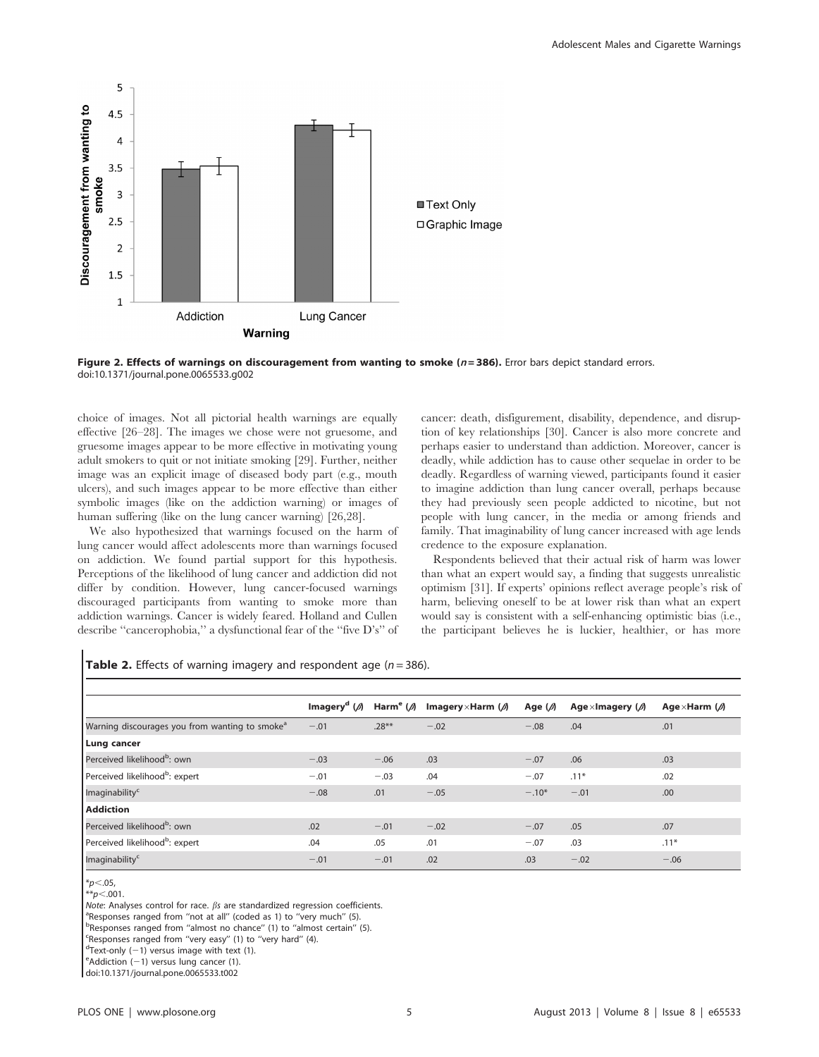**Figure 2. Effects of warnings on discouragement from wanting to smoke ($n = 386$).** Error bars depict standard errors.
doi:10.1371/journal.pone.0065533.g002

choice of images. Not all pictorial health warnings are equally effective [26–28]. The images we chose were not gruesome, and gruesome images appear to be more effective in motivating young adult smokers to quit or not initiate smoking [29]. Further, neither image was an explicit image of diseased body part (e.g., mouth ulcers), and such images appear to be more effective than either symbolic images (like on the addiction warning) or images of human suffering (like on the lung cancer warning) [26,28].

We also hypothesized that warnings focused on the harm of lung cancer would affect adolescents more than warnings focused on addiction. We found partial support for this hypothesis. Perceptions of the likelihood of lung cancer and addiction did not differ by condition. However, lung cancer-focused warnings discouraged participants from wanting to smoke more than addiction warnings. Cancer is widely feared. Holland and Cullen describe ''cancerophobia,'' a dysfunctional fear of the ''five D's'' of cancer: death, disfigurement, disability, dependence, and disruption of key relationships [30]. Cancer is also more concrete and perhaps easier to understand than addiction. Moreover, cancer is deadly, while addiction has to cause other sequelae in order to be deadly. Regardless of warning viewed, participants found it easier to imagine addiction than lung cancer overall, perhaps because they had previously seen people addicted to nicotine, but not people with lung cancer, in the media or among friends and family. That imaginability of lung cancer increased with age lends credence to the exposure explanation.

Respondents believed that their actual risk of harm was lower than what an expert would say, a finding that suggests unrealistic optimism [31]. If experts' opinions reflect average people's risk of harm, believing oneself to be at lower risk than what an expert would say is consistent with a self-enhancing optimistic bias (i.e., the participant believes he is luckier, healthier, or has more

**Table 2.** Effects of warning imagery and respondent age ($n = 386$).

| | Imagery[d] ($\beta$) | Harm[e] ($\beta$) | Imagery×Harm ($\beta$) | Age ($\beta$) | Age×Imagery ($\beta$) | Age×Harm ($\beta$) |
|---|---|---|---|---|---|---|
| Warning discourages you from wanting to smoke[a] | −.01 | .28** | −.02 | −.08 | .04 | .01 |
| **Lung cancer** | | | | | | |
| Perceived likelihood[b]: own | −.03 | −.06 | .03 | −.07 | .06 | .03 |
| Perceived likelihood[b]: expert | −.01 | −.03 | .04 | −.07 | .11* | .02 |
| Imaginability[c] | −.08 | .01 | −.05 | −.10* | −.01 | .00 |
| **Addiction** | | | | | | |
| Perceived likelihood[b]: own | .02 | −.01 | −.02 | −.07 | .05 | .07 |
| Perceived likelihood[b]: expert | .04 | .05 | .01 | −.07 | .03 | .11* |
| Imaginability[c] | −.01 | −.01 | .02 | .03 | −.02 | −.06 |

*$p < .05$,
**$p < .001$.
*Note*: Analyses control for race. $\beta$s are standardized regression coefficients.
[a]Responses ranged from ''not at all'' (coded as 1) to ''very much'' (5).
[b]Responses ranged from ''almost no chance'' (1) to ''almost certain'' (5).
[c]Responses ranged from ''very easy'' (1) to ''very hard'' (4).
[d]Text-only (−1) versus image with text (1).
[e]Addiction (−1) versus lung cancer (1).
doi:10.1371/journal.pone.0065533.t002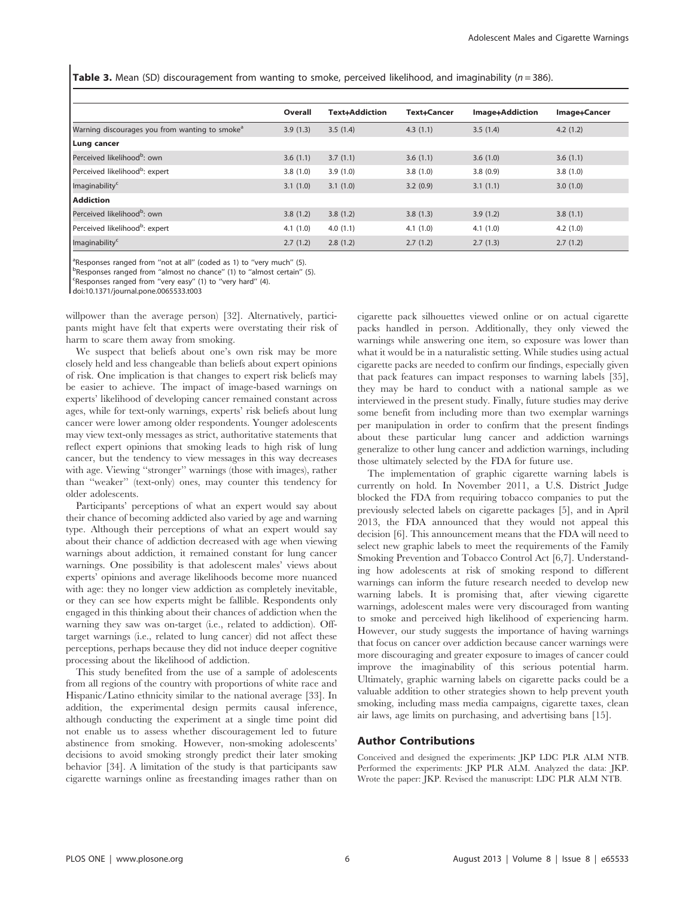**Table 3.** Mean (SD) discouragement from wanting to smoke, perceived likelihood, and imaginability ($n = 386$).

| | Overall | Text+Addiction | Text+Cancer | Image+Addiction | Image+Cancer |
|---|---|---|---|---|---|
| Warning discourages you from wanting to smoke[a] | 3.9 (1.3) | 3.5 (1.4) | 4.3 (1.1) | 3.5 (1.4) | 4.2 (1.2) |
| **Lung cancer** | | | | | |
| Perceived likelihood[b]: own | 3.6 (1.1) | 3.7 (1.1) | 3.6 (1.1) | 3.6 (1.0) | 3.6 (1.1) |
| Perceived likelihood[b]: expert | 3.8 (1.0) | 3.9 (1.0) | 3.8 (1.0) | 3.8 (0.9) | 3.8 (1.0) |
| Imaginability[c] | 3.1 (1.0) | 3.1 (1.0) | 3.2 (0.9) | 3.1 (1.1) | 3.0 (1.0) |
| **Addiction** | | | | | |
| Perceived likelihood[b]: own | 3.8 (1.2) | 3.8 (1.2) | 3.8 (1.3) | 3.9 (1.2) | 3.8 (1.1) |
| Perceived likelihood[b]: expert | 4.1 (1.0) | 4.0 (1.1) | 4.1 (1.0) | 4.1 (1.0) | 4.2 (1.0) |
| Imaginability[c] | 2.7 (1.2) | 2.8 (1.2) | 2.7 (1.2) | 2.7 (1.3) | 2.7 (1.2) |

[a]Responses ranged from "not at all" (coded as 1) to "very much" (5).
[b]Responses ranged from "almost no chance" (1) to "almost certain" (5).
[c]Responses ranged from "very easy" (1) to "very hard" (4).
doi:10.1371/journal.pone.0065533.t003

willpower than the average person) [32]. Alternatively, participants might have felt that experts were overstating their risk of harm to scare them away from smoking.

We suspect that beliefs about one's own risk may be more closely held and less changeable than beliefs about expert opinions of risk. One implication is that changes to expert risk beliefs may be easier to achieve. The impact of image-based warnings on experts' likelihood of developing cancer remained constant across ages, while for text-only warnings, experts' risk beliefs about lung cancer were lower among older respondents. Younger adolescents may view text-only messages as strict, authoritative statements that reflect expert opinions that smoking leads to high risk of lung cancer, but the tendency to view messages in this way decreases with age. Viewing "stronger" warnings (those with images), rather than "weaker" (text-only) ones, may counter this tendency for older adolescents.

Participants' perceptions of what an expert would say about their chance of becoming addicted also varied by age and warning type. Although their perceptions of what an expert would say about their chance of addiction decreased with age when viewing warnings about addiction, it remained constant for lung cancer warnings. One possibility is that adolescent males' views about experts' opinions and average likelihoods become more nuanced with age: they no longer view addiction as completely inevitable, or they can see how experts might be fallible. Respondents only engaged in this thinking about their chances of addiction when the warning they saw was on-target (i.e., related to addiction). Off-target warnings (i.e., related to lung cancer) did not affect these perceptions, perhaps because they did not induce deeper cognitive processing about the likelihood of addiction.

This study benefited from the use of a sample of adolescents from all regions of the country with proportions of white race and Hispanic/Latino ethnicity similar to the national average [33]. In addition, the experimental design permits causal inference, although conducting the experiment at a single time point did not enable us to assess whether discouragement led to future abstinence from smoking. However, non-smoking adolescents' decisions to avoid smoking strongly predict their later smoking behavior [34]. A limitation of the study is that participants saw cigarette warnings online as freestanding images rather than on cigarette pack silhouettes viewed online or on actual cigarette packs handled in person. Additionally, they only viewed the warnings while answering one item, so exposure was lower than what it would be in a naturalistic setting. While studies using actual cigarette packs are needed to confirm our findings, especially given that pack features can impact responses to warning labels [35], they may be hard to conduct with a national sample as we interviewed in the present study. Finally, future studies may derive some benefit from including more than two exemplar warnings per manipulation in order to confirm that the present findings about these particular lung cancer and addiction warnings generalize to other lung cancer and addiction warnings, including those ultimately selected by the FDA for future use.

The implementation of graphic cigarette warning labels is currently on hold. In November 2011, a U.S. District Judge blocked the FDA from requiring tobacco companies to put the previously selected labels on cigarette packages [5], and in April 2013, the FDA announced that they would not appeal this decision [6]. This announcement means that the FDA will need to select new graphic labels to meet the requirements of the Family Smoking Prevention and Tobacco Control Act [6,7]. Understanding how adolescents at risk of smoking respond to different warnings can inform the future research needed to develop new warning labels. It is promising that, after viewing cigarette warnings, adolescent males were very discouraged from wanting to smoke and perceived high likelihood of experiencing harm. However, our study suggests the importance of having warnings that focus on cancer over addiction because cancer warnings were more discouraging and greater exposure to images of cancer could improve the imaginability of this serious potential harm. Ultimately, graphic warning labels on cigarette packs could be a valuable addition to other strategies shown to help prevent youth smoking, including mass media campaigns, cigarette taxes, clean air laws, age limits on purchasing, and advertising bans [15].

## Author Contributions

Conceived and designed the experiments: JKP LDC PLR ALM NTB. Performed the experiments: JKP PLR ALM. Analyzed the data: JKP. Wrote the paper: JKP. Revised the manuscript: LDC PLR ALM NTB.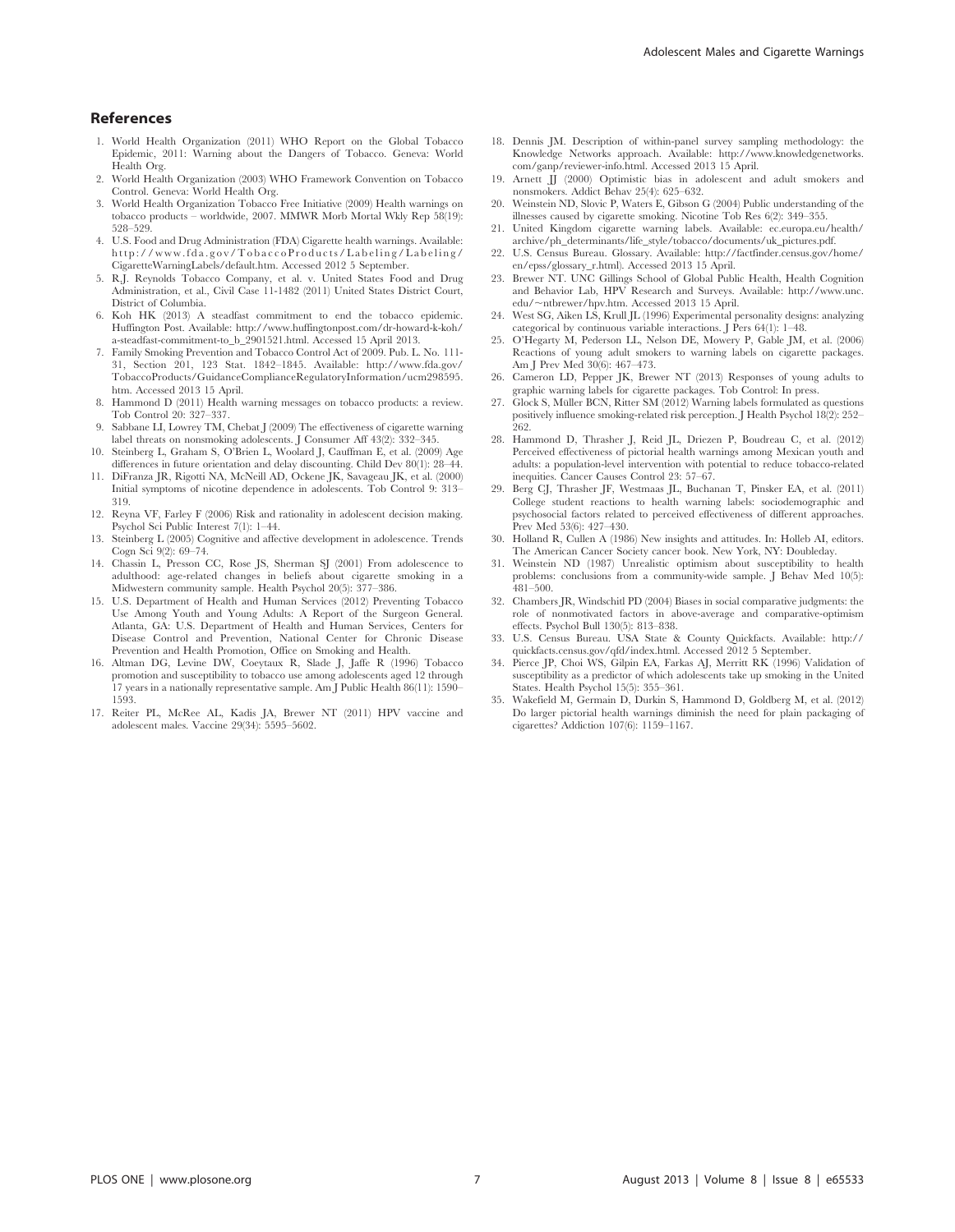## References

1. World Health Organization (2011) WHO Report on the Global Tobacco Epidemic, 2011: Warning about the Dangers of Tobacco. Geneva: World Health Org.
2. World Health Organization (2003) WHO Framework Convention on Tobacco Control. Geneva: World Health Org.
3. World Health Organization Tobacco Free Initiative (2009) Health warnings on tobacco products – worldwide, 2007. MMWR Morb Mortal Wkly Rep 58(19): 528–529.
4. U.S. Food and Drug Administration (FDA) Cigarette health warnings. Available: http://www.fda.gov/TobaccoProducts/Labeling/Labeling/CigaretteWarningLabels/default.htm. Accessed 2012 5 September.
5. R.J. Reynolds Tobacco Company, et al. v. United States Food and Drug Administration, et al., Civil Case 11-1482 (2011) United States District Court, District of Columbia.
6. Koh HK (2013) A steadfast commitment to end the tobacco epidemic. Huffington Post. Available: http://www.huffingtonpost.com/dr-howard-k-koh/a-steadfast-commitment-to_b_2901521.html. Accessed 15 April 2013.
7. Family Smoking Prevention and Tobacco Control Act of 2009. Pub. L. No. 111-31, Section 201, 123 Stat. 1842–1845. Available: http://www.fda.gov/TobaccoProducts/GuidanceComplianceRegulatoryInformation/ucm298595.htm. Accessed 2013 15 April.
8. Hammond D (2011) Health warning messages on tobacco products: a review. Tob Control 20: 327–337.
9. Sabbane LI, Lowrey TM, Chebat J (2009) The effectiveness of cigarette warning label threats on nonsmoking adolescents. J Consumer Aff 43(2): 332–345.
10. Steinberg L, Graham S, O'Brien L, Woolard J, Cauffman E, et al. (2009) Age differences in future orientation and delay discounting. Child Dev 80(1): 28–44.
11. DiFranza JR, Rigotti NA, McNeill AD, Ockene JK, Savageau JK, et al. (2000) Initial symptoms of nicotine dependence in adolescents. Tob Control 9: 313–319.
12. Reyna VF, Farley F (2006) Risk and rationality in adolescent decision making. Psychol Sci Public Interest 7(1): 1–44.
13. Steinberg L (2005) Cognitive and affective development in adolescence. Trends Cogn Sci 9(2): 69–74.
14. Chassin L, Presson CC, Rose JS, Sherman SJ (2001) From adolescence to adulthood: age-related changes in beliefs about cigarette smoking in a Midwestern community sample. Health Psychol 20(5): 377–386.
15. U.S. Department of Health and Human Services (2012) Preventing Tobacco Use Among Youth and Young Adults: A Report of the Surgeon General. Atlanta, GA: U.S. Department of Health and Human Services, Centers for Disease Control and Prevention, National Center for Chronic Disease Prevention and Health Promotion, Office on Smoking and Health.
16. Altman DG, Levine DW, Coeytaux R, Slade J, Jaffe R (1996) Tobacco promotion and susceptibility to tobacco use among adolescents aged 12 through 17 years in a nationally representative sample. Am J Public Health 86(11): 1590–1593.
17. Reiter PL, McRee AL, Kadis JA, Brewer NT (2011) HPV vaccine and adolescent males. Vaccine 29(34): 5595–5602.
18. Dennis JM. Description of within-panel survey sampling methodology: the Knowledge Networks approach. Available: http://www.knowledgenetworks.com/ganp/reviewer-info.html. Accessed 2013 15 April.
19. Arnett JJ (2000) Optimistic bias in adolescent and adult smokers and nonsmokers. Addict Behav 25(4): 625–632.
20. Weinstein ND, Slovic P, Waters E, Gibson G (2004) Public understanding of the illnesses caused by cigarette smoking. Nicotine Tob Res 6(2): 349–355.
21. United Kingdom cigarette warning labels. Available: ec.europa.eu/health/archive/ph_determinants/life_style/tobacco/documents/uk_pictures.pdf.
22. U.S. Census Bureau. Glossary. Available: http://factfinder.census.gov/home/en/epss/glossary_r.html). Accessed 2013 15 April.
23. Brewer NT. UNC Gillings School of Global Public Health, Health Cognition and Behavior Lab, HPV Research and Surveys. Available: http://www.unc.edu/~ntbrewer/hpv.htm. Accessed 2013 15 April.
24. West SG, Aiken LS, Krull JL (1996) Experimental personality designs: analyzing categorical by continuous variable interactions. J Pers 64(1): 1–48.
25. O'Hegarty M, Pederson LL, Nelson DE, Mowery P, Gable JM, et al. (2006) Reactions of young adult smokers to warning labels on cigarette packages. Am J Prev Med 30(6): 467–473.
26. Cameron LD, Pepper JK, Brewer NT (2013) Responses of young adults to graphic warning labels for cigarette packages. Tob Control: In press.
27. Glock S, Müller BCN, Ritter SM (2012) Warning labels formulated as questions positively influence smoking-related risk perception. J Health Psychol 18(2): 252–262.
28. Hammond D, Thrasher J, Reid JL, Driezen P, Boudreau C, et al. (2012) Perceived effectiveness of pictorial health warnings among Mexican youth and adults: a population-level intervention with potential to reduce tobacco-related inequities. Cancer Causes Control 23: 57–67.
29. Berg CJ, Thrasher JF, Westmaas JL, Buchanan T, Pinsker EA, et al. (2011) College student reactions to health warning labels: sociodemographic and psychosocial factors related to perceived effectiveness of different approaches. Prev Med 53(6): 427–430.
30. Holland R, Cullen A (1986) New insights and attitudes. In: Holleb AI, editors. The American Cancer Society cancer book. New York, NY: Doubleday.
31. Weinstein ND (1987) Unrealistic optimism about susceptibility to health problems: conclusions from a community-wide sample. J Behav Med 10(5): 481–500.
32. Chambers JR, Windschitl PD (2004) Biases in social comparative judgments: the role of nonmotivated factors in above-average and comparative-optimism effects. Psychol Bull 130(5): 813–838.
33. U.S. Census Bureau. USA State & County Quickfacts. Available: http://quickfacts.census.gov/qfd/index.html. Accessed 2012 5 September.
34. Pierce JP, Choi WS, Gilpin EA, Farkas AJ, Merritt RK (1996) Validation of susceptibility as a predictor of which adolescents take up smoking in the United States. Health Psychol 15(5): 355–361.
35. Wakefield M, Germain D, Durkin S, Hammond D, Goldberg M, et al. (2012) Do larger pictorial health warnings diminish the need for plain packaging of cigarettes? Addiction 107(6): 1159–1167.